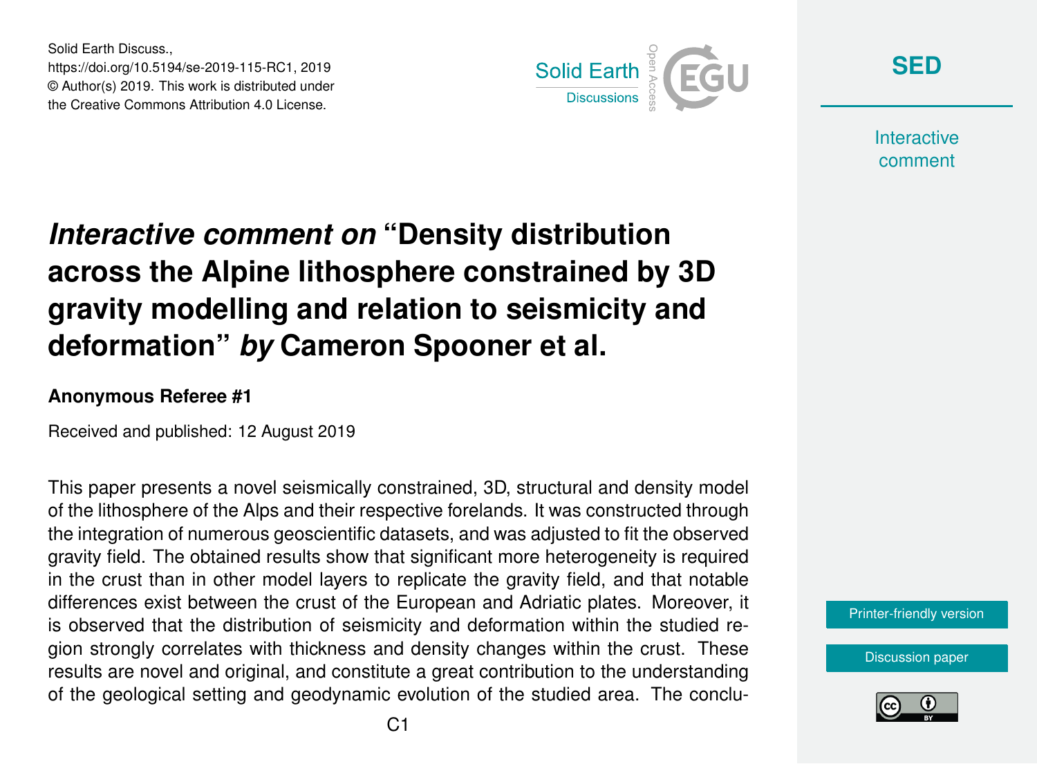# *Interactive comment on* "Density distribution across the Alpine lithosphere constrained by 3D gravity modelling and relation to seismicity and deformation" *by* Cameron Spooner et al.

### Anonymous Referee #1

Received and published: 12 August 2019

This paper presents a novel seismically constrained, 3D, structural and density model of the lithosphere of the Alps and their respective forelands. It was constructed through the integration of numerous geoscientific datasets, and was adjusted to fit the observed gravity field. The obtained results show that significant more heterogeneity is required in the crust than in other model layers to replicate the gravity field, and that notable differences exist between the crust of the European and Adriatic plates. Moreover, it is observed that the distribution of seismicity and deformation within the studied region strongly correlates with thickness and density changes within the crust. These results are novel and original, and constitute a great contribution to the understanding of the geological setting and geodynamic evolution of the studied area. The conclu-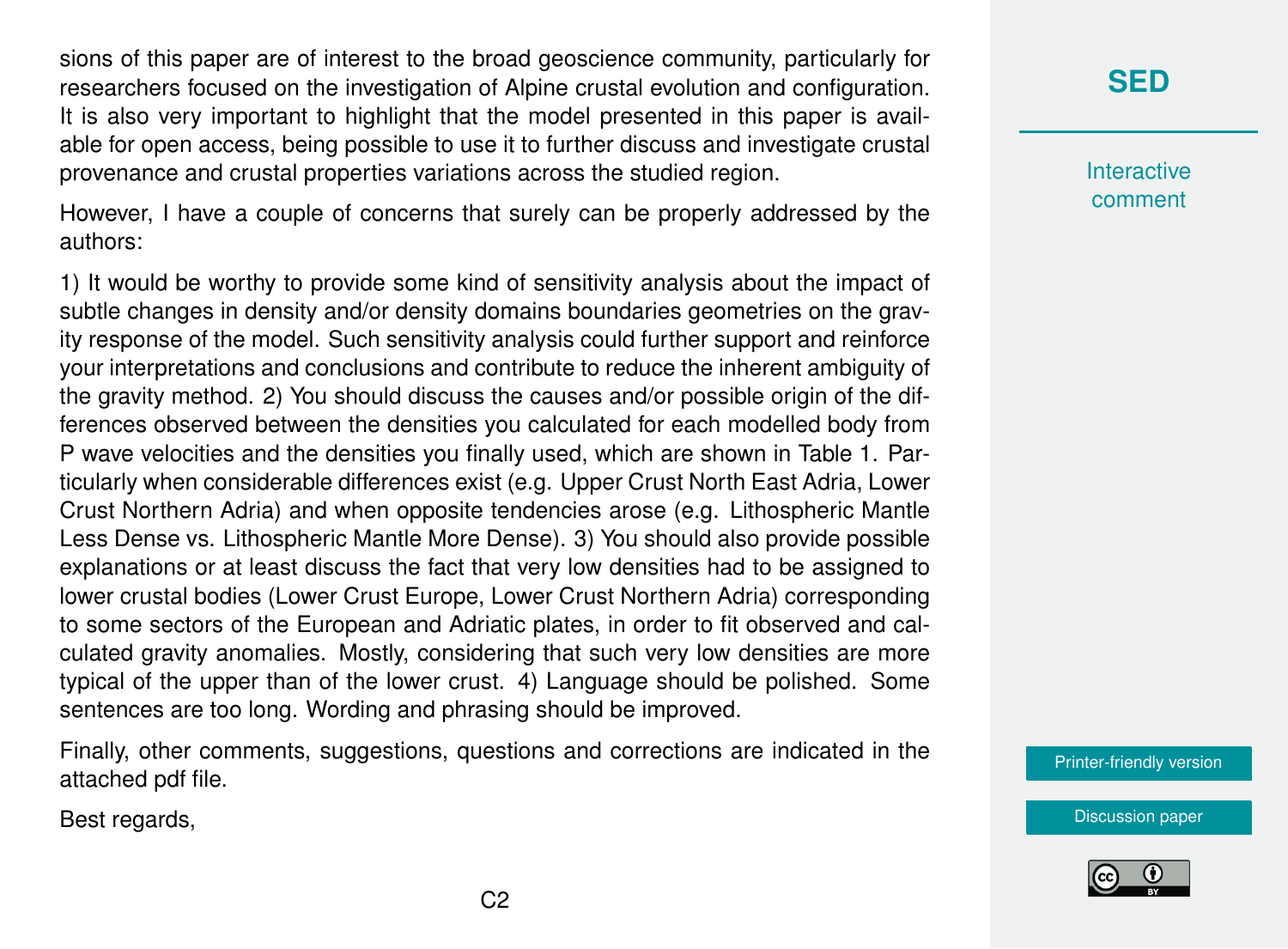sions of this paper are of interest to the broad geoscience community, particularly for researchers focused on the investigation of Alpine crustal evolution and configuration. It is also very important to highlight that the model presented in this paper is available for open access, being possible to use it to further discuss and investigate crustal provenance and crustal properties variations across the studied region.

However, I have a couple of concerns that surely can be properly addressed by the authors:

1) It would be worthy to provide some kind of sensitivity analysis about the impact of subtle changes in density and/or density domains boundaries geometries on the gravity response of the model. Such sensitivity analysis could further support and reinforce your interpretations and conclusions and contribute to reduce the inherent ambiguity of the gravity method. 2) You should discuss the causes and/or possible origin of the differences observed between the densities you calculated for each modelled body from P wave velocities and the densities you finally used, which are shown in Table 1. Particularly when considerable differences exist (e.g. Upper Crust North East Adria, Lower Crust Northern Adria) and when opposite tendencies arose (e.g. Lithospheric Mantle Less Dense vs. Lithospheric Mantle More Dense). 3) You should also provide possible explanations or at least discuss the fact that very low densities had to be assigned to lower crustal bodies (Lower Crust Europe, Lower Crust Northern Adria) corresponding to some sectors of the European and Adriatic plates, in order to fit observed and calculated gravity anomalies. Mostly, considering that such very low densities are more typical of the upper than of the lower crust. 4) Language should be polished. Some sentences are too long. Wording and phrasing should be improved.

Finally, other comments, suggestions, questions and corrections are indicated in the attached pdf file.

Best regards,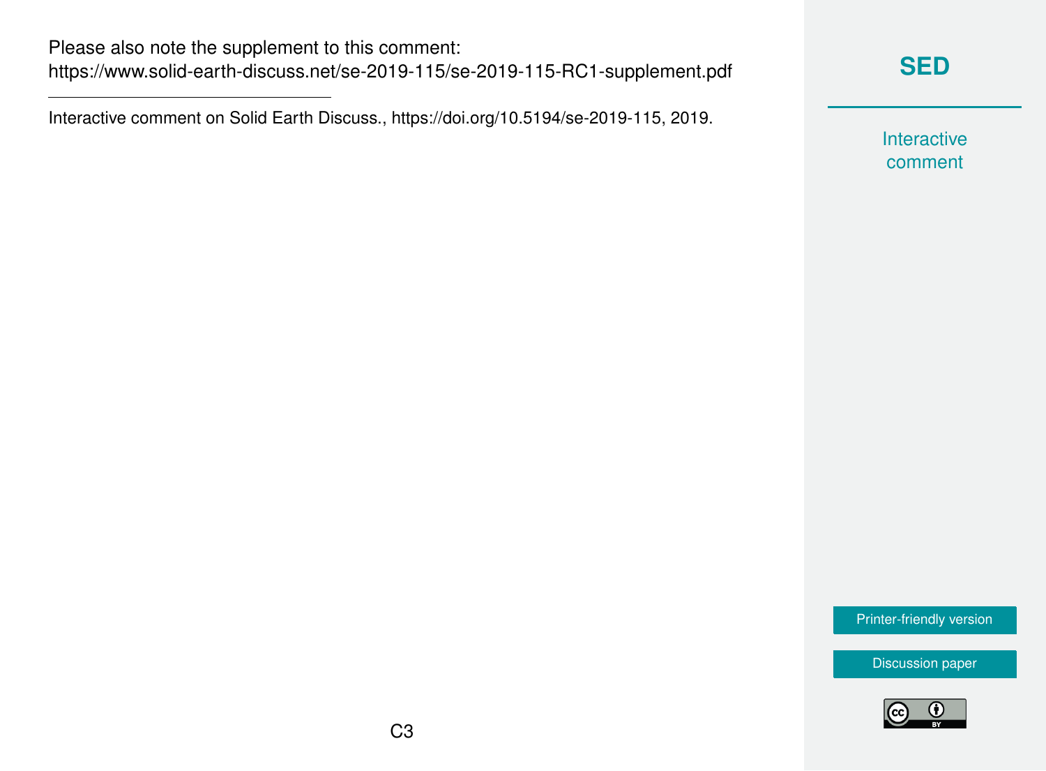Please also note the supplement to this comment:
https://www.solid-earth-discuss.net/se-2019-115/se-2019-115-RC1-supplement.pdf

---

Interactive comment on Solid Earth Discuss., https://doi.org/10.5194/se-2019-115, 2019.